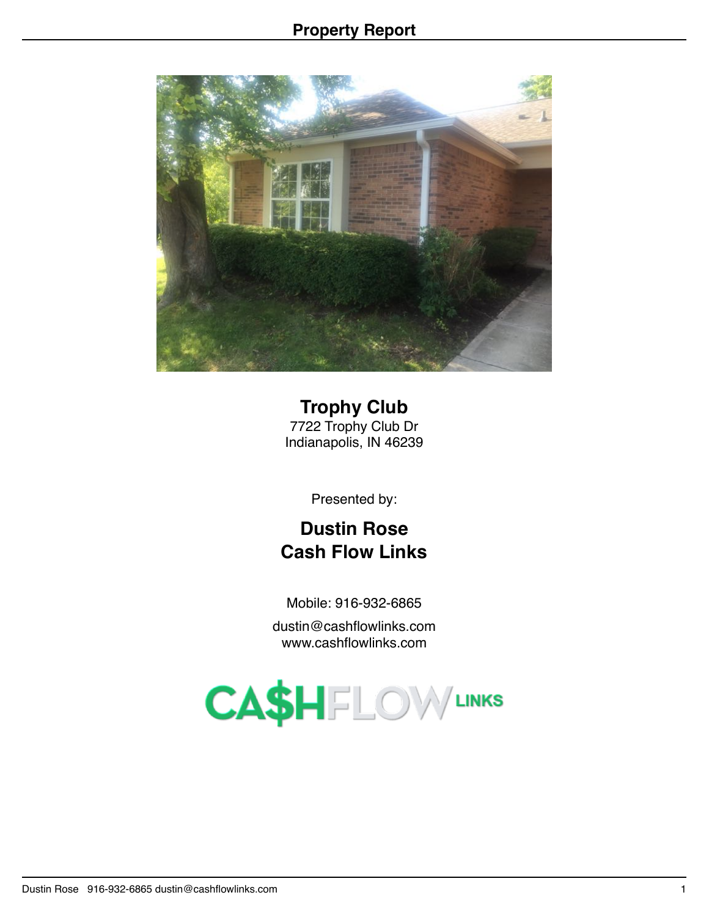# Property Report

## Trophy Club

7722 Trophy Club Dr
Indianapolis, IN 46239

Presented by:

**Dustin Rose**
**Cash Flow Links**

Mobile: 916-932-6865

dustin@cashflowlinks.com
www.cashflowlinks.com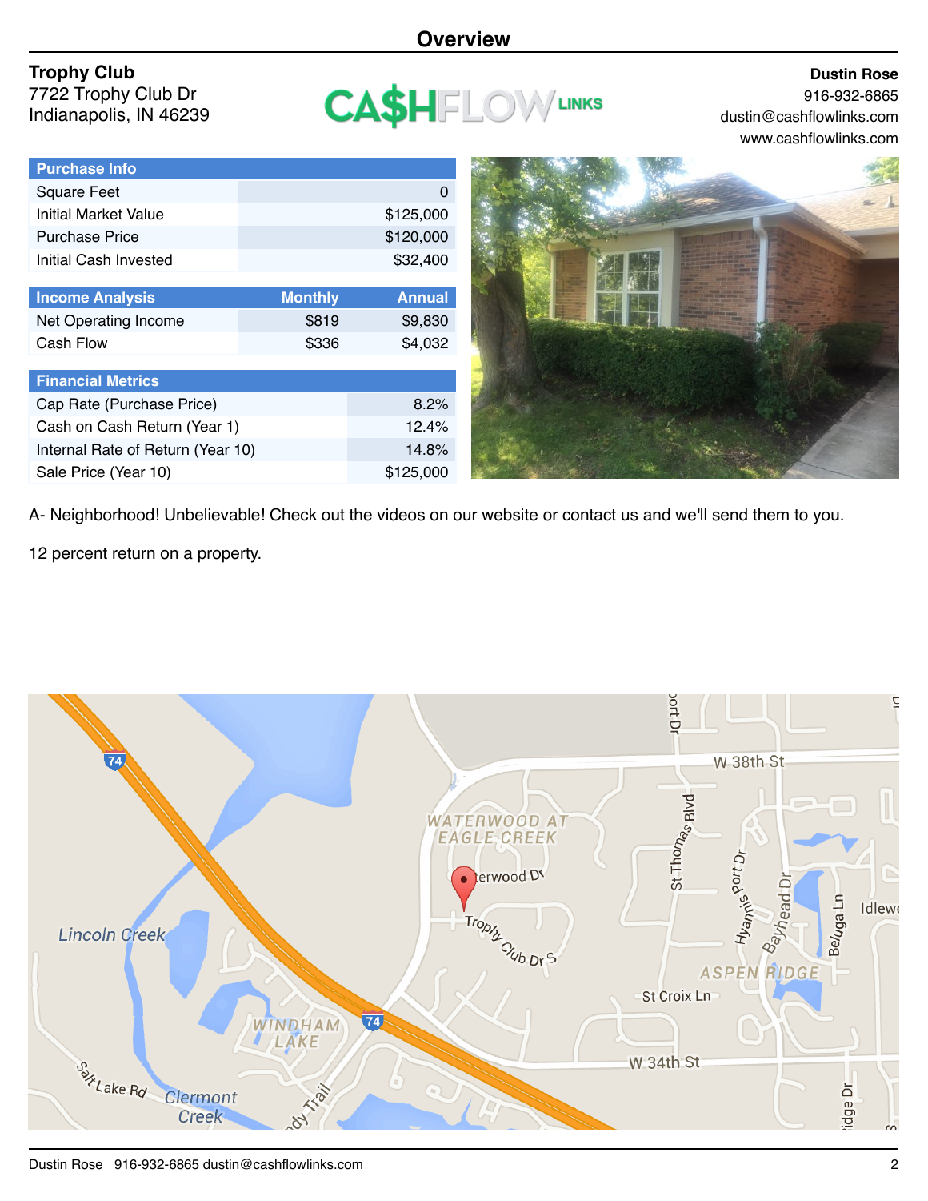# Overview

**Trophy Club**
7722 Trophy Club Dr
Indianapolis, IN 46239

**Dustin Rose**
916-932-6865
dustin@cashflowlinks.com
www.cashflowlinks.com

| Purchase Info | |
|---|---|
| Square Feet | 0 |
| Initial Market Value | $125,000 |
| Purchase Price | $120,000 |
| Initial Cash Invested | $32,400 |

| Income Analysis | Monthly | Annual |
|---|---|---|
| Net Operating Income | $819 | $9,830 |
| Cash Flow | $336 | $4,032 |

| Financial Metrics | |
|---|---|
| Cap Rate (Purchase Price) | 8.2% |
| Cash on Cash Return (Year 1) | 12.4% |
| Internal Rate of Return (Year 10) | 14.8% |
| Sale Price (Year 10) | $125,000 |

A- Neighborhood! Unbelievable! Check out the videos on our website or contact us and we'll send them to you.

12 percent return on a property.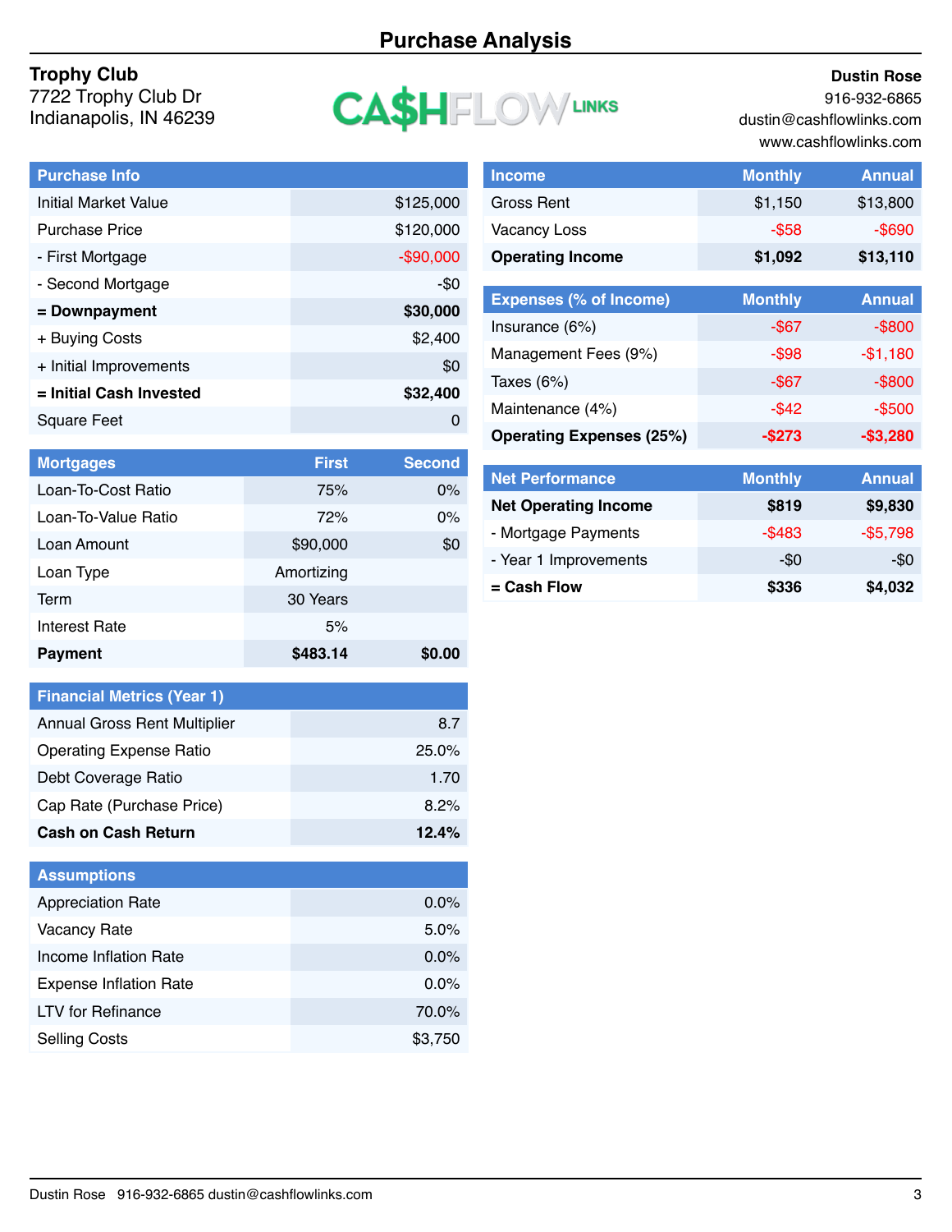# Purchase Analysis

**Trophy Club**
7722 Trophy Club Dr
Indianapolis, IN 46239

CA$HFLOW LINKS

**Dustin Rose**
916-932-6865
dustin@cashflowlinks.com
www.cashflowlinks.com

| Purchase Info | |
|---|---|
| Initial Market Value | $125,000 |
| Purchase Price | $120,000 |
| - First Mortgage | -$90,000 |
| - Second Mortgage | -$0 |
| **= Downpayment** | **$30,000** |
| + Buying Costs | $2,400 |
| + Initial Improvements | $0 |
| **= Initial Cash Invested** | **$32,400** |
| Square Feet | 0 |

| Mortgages | First | Second |
|---|---|---|
| Loan-To-Cost Ratio | 75% | 0% |
| Loan-To-Value Ratio | 72% | 0% |
| Loan Amount | $90,000 | $0 |
| Loan Type | Amortizing | |
| Term | 30 Years | |
| Interest Rate | 5% | |
| **Payment** | **$483.14** | **$0.00** |

| Financial Metrics (Year 1) | |
|---|---|
| Annual Gross Rent Multiplier | 8.7 |
| Operating Expense Ratio | 25.0% |
| Debt Coverage Ratio | 1.70 |
| Cap Rate (Purchase Price) | 8.2% |
| **Cash on Cash Return** | **12.4%** |

| Assumptions | |
|---|---|
| Appreciation Rate | 0.0% |
| Vacancy Rate | 5.0% |
| Income Inflation Rate | 0.0% |
| Expense Inflation Rate | 0.0% |
| LTV for Refinance | 70.0% |
| Selling Costs | $3,750 |

| Income | Monthly | Annual |
|---|---|---|
| Gross Rent | $1,150 | $13,800 |
| Vacancy Loss | -$58 | -$690 |
| **Operating Income** | **$1,092** | **$13,110** |

| Expenses (% of Income) | Monthly | Annual |
|---|---|---|
| Insurance (6%) | -$67 | -$800 |
| Management Fees (9%) | -$98 | -$1,180 |
| Taxes (6%) | -$67 | -$800 |
| Maintenance (4%) | -$42 | -$500 |
| **Operating Expenses (25%)** | **-$273** | **-$3,280** |

| Net Performance | Monthly | Annual |
|---|---|---|
| **Net Operating Income** | **$819** | **$9,830** |
| - Mortgage Payments | -$483 | -$5,798 |
| - Year 1 Improvements | -$0 | -$0 |
| **= Cash Flow** | **$336** | **$4,032** |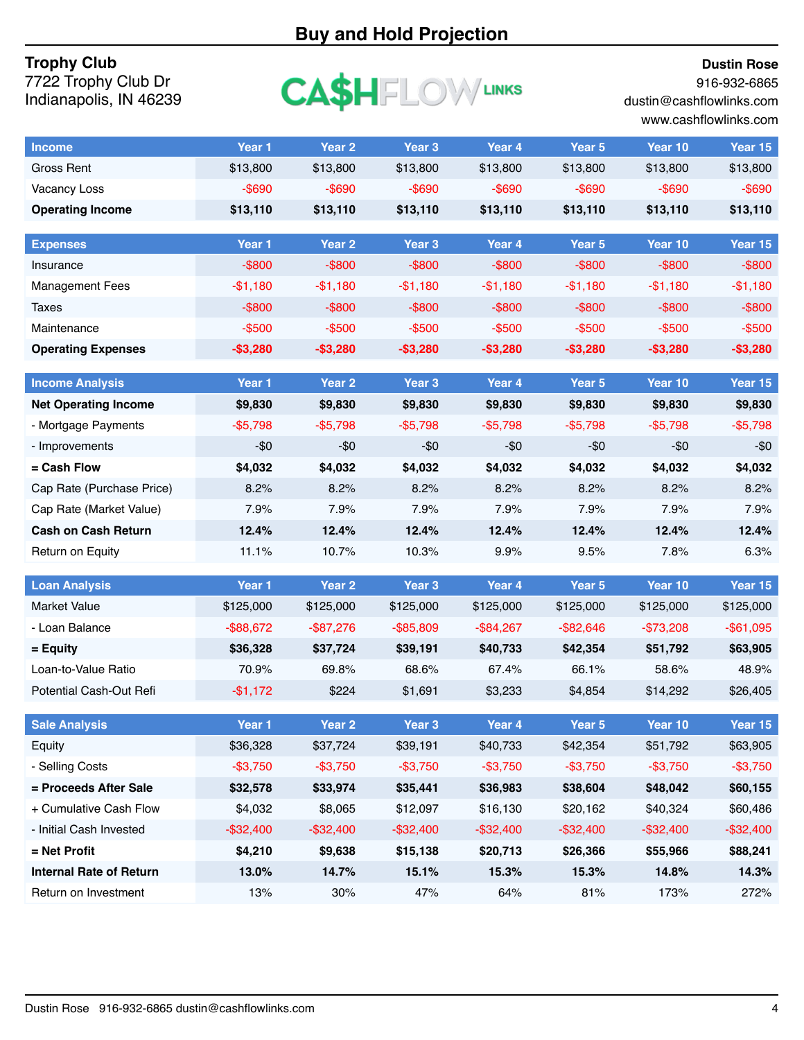# Buy and Hold Projection

**Trophy Club**
7722 Trophy Club Dr
Indianapolis, IN 46239

CA$HFLOW LINKS

**Dustin Rose**
916-932-6865
dustin@cashflowlinks.com
www.cashflowlinks.com

| Income | Year 1 | Year 2 | Year 3 | Year 4 | Year 5 | Year 10 | Year 15 |
|---|---|---|---|---|---|---|---|
| Gross Rent | $13,800 | $13,800 | $13,800 | $13,800 | $13,800 | $13,800 | $13,800 |
| Vacancy Loss | -$690 | -$690 | -$690 | -$690 | -$690 | -$690 | -$690 |
| **Operating Income** | **$13,110** | **$13,110** | **$13,110** | **$13,110** | **$13,110** | **$13,110** | **$13,110** |

| Expenses | Year 1 | Year 2 | Year 3 | Year 4 | Year 5 | Year 10 | Year 15 |
|---|---|---|---|---|---|---|---|
| Insurance | -$800 | -$800 | -$800 | -$800 | -$800 | -$800 | -$800 |
| Management Fees | -$1,180 | -$1,180 | -$1,180 | -$1,180 | -$1,180 | -$1,180 | -$1,180 |
| Taxes | -$800 | -$800 | -$800 | -$800 | -$800 | -$800 | -$800 |
| Maintenance | -$500 | -$500 | -$500 | -$500 | -$500 | -$500 | -$500 |
| **Operating Expenses** | **-$3,280** | **-$3,280** | **-$3,280** | **-$3,280** | **-$3,280** | **-$3,280** | **-$3,280** |

| Income Analysis | Year 1 | Year 2 | Year 3 | Year 4 | Year 5 | Year 10 | Year 15 |
|---|---|---|---|---|---|---|---|
| **Net Operating Income** | **$9,830** | **$9,830** | **$9,830** | **$9,830** | **$9,830** | **$9,830** | **$9,830** |
| - Mortgage Payments | -$5,798 | -$5,798 | -$5,798 | -$5,798 | -$5,798 | -$5,798 | -$5,798 |
| - Improvements | -$0 | -$0 | -$0 | -$0 | -$0 | -$0 | -$0 |
| **= Cash Flow** | **$4,032** | **$4,032** | **$4,032** | **$4,032** | **$4,032** | **$4,032** | **$4,032** |
| Cap Rate (Purchase Price) | 8.2% | 8.2% | 8.2% | 8.2% | 8.2% | 8.2% | 8.2% |
| Cap Rate (Market Value) | 7.9% | 7.9% | 7.9% | 7.9% | 7.9% | 7.9% | 7.9% |
| **Cash on Cash Return** | **12.4%** | **12.4%** | **12.4%** | **12.4%** | **12.4%** | **12.4%** | **12.4%** |
| Return on Equity | 11.1% | 10.7% | 10.3% | 9.9% | 9.5% | 7.8% | 6.3% |

| Loan Analysis | Year 1 | Year 2 | Year 3 | Year 4 | Year 5 | Year 10 | Year 15 |
|---|---|---|---|---|---|---|---|
| Market Value | $125,000 | $125,000 | $125,000 | $125,000 | $125,000 | $125,000 | $125,000 |
| - Loan Balance | -$88,672 | -$87,276 | -$85,809 | -$84,267 | -$82,646 | -$73,208 | -$61,095 |
| **= Equity** | **$36,328** | **$37,724** | **$39,191** | **$40,733** | **$42,354** | **$51,792** | **$63,905** |
| Loan-to-Value Ratio | 70.9% | 69.8% | 68.6% | 67.4% | 66.1% | 58.6% | 48.9% |
| Potential Cash-Out Refi | -$1,172 | $224 | $1,691 | $3,233 | $4,854 | $14,292 | $26,405 |

| Sale Analysis | Year 1 | Year 2 | Year 3 | Year 4 | Year 5 | Year 10 | Year 15 |
|---|---|---|---|---|---|---|---|
| Equity | $36,328 | $37,724 | $39,191 | $40,733 | $42,354 | $51,792 | $63,905 |
| - Selling Costs | -$3,750 | -$3,750 | -$3,750 | -$3,750 | -$3,750 | -$3,750 | -$3,750 |
| **= Proceeds After Sale** | **$32,578** | **$33,974** | **$35,441** | **$36,983** | **$38,604** | **$48,042** | **$60,155** |
| + Cumulative Cash Flow | $4,032 | $8,065 | $12,097 | $16,130 | $20,162 | $40,324 | $60,486 |
| - Initial Cash Invested | -$32,400 | -$32,400 | -$32,400 | -$32,400 | -$32,400 | -$32,400 | -$32,400 |
| **= Net Profit** | **$4,210** | **$9,638** | **$15,138** | **$20,713** | **$26,366** | **$55,966** | **$88,241** |
| **Internal Rate of Return** | **13.0%** | **14.7%** | **15.1%** | **15.3%** | **15.3%** | **14.8%** | **14.3%** |
| Return on Investment | 13% | 30% | 47% | 64% | 81% | 173% | 272% |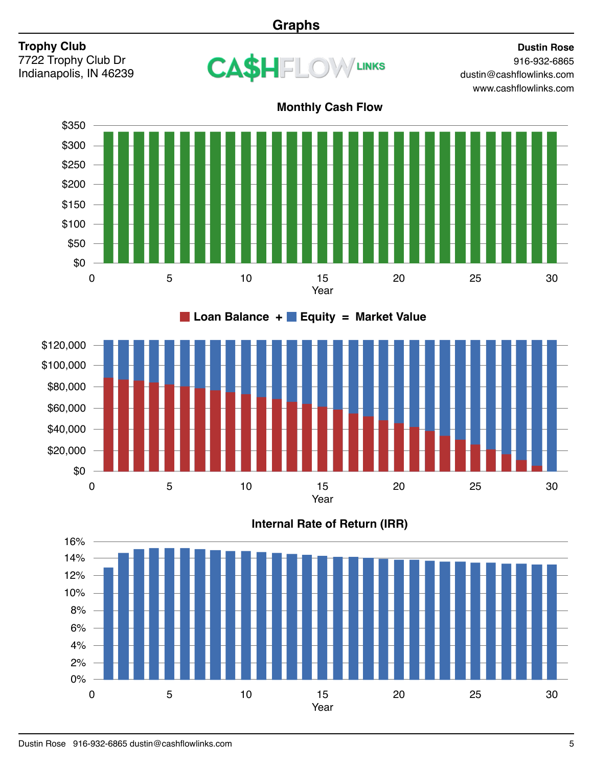# Graphs

**Trophy Club**
7722 Trophy Club Dr
Indianapolis, IN 46239

CA$HFLOW LINKS

**Dustin Rose**
916-932-6865
dustin@cashflowlinks.com
www.cashflowlinks.com

## Monthly Cash Flow

$350
$300
$250
$200
$150
$100
$50
$0

0 5 10 15 20 25 30
Year

## Loan Balance + Equity = Market Value

$120,000
$100,000
$80,000
$60,000
$40,000
$20,000
$0

0 5 10 15 20 25 30
Year

## Internal Rate of Return (IRR)

16%
14%
12%
10%
8%
6%
4%
2%
0%

0 5 10 15 20 25 30
Year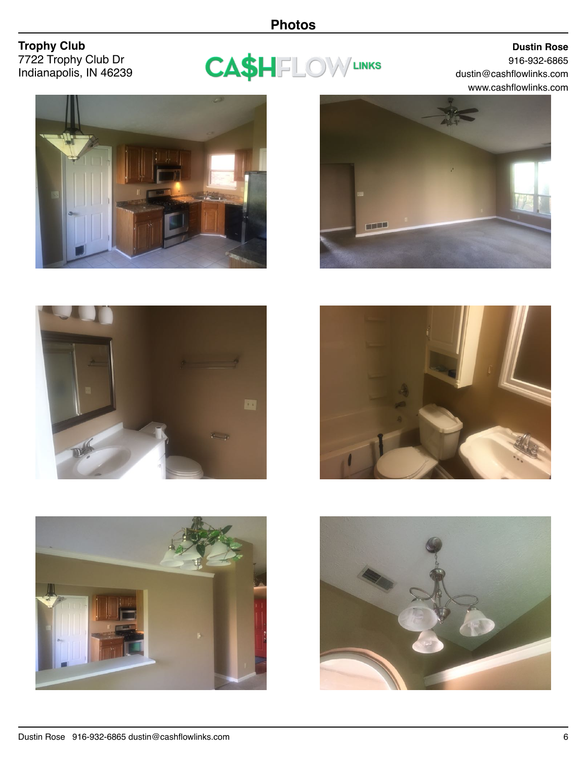# Photos

**Trophy Club**
7722 Trophy Club Dr
Indianapolis, IN 46239

**Dustin Rose**
916-932-6865
dustin@cashflowlinks.com
www.cashflowlinks.com